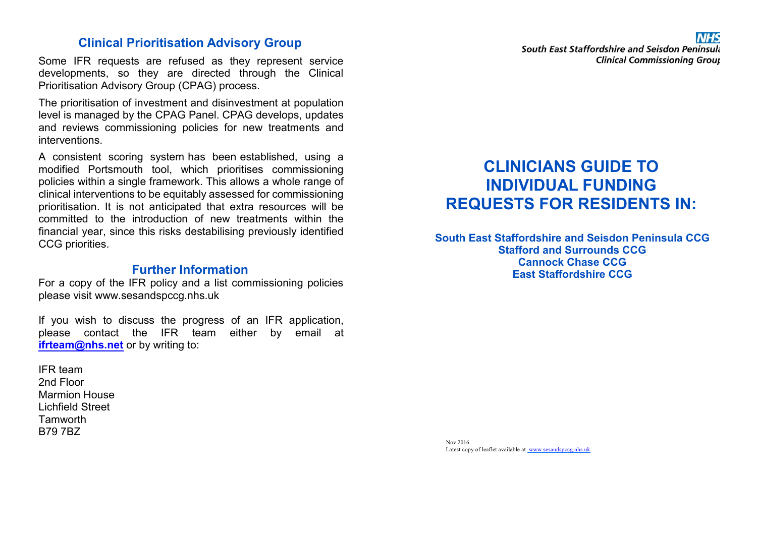## Clinical Prioritisation Advisory Group

Some IFR requests are refused as they represent service developments, so they are directed through the Clinical Prioritisation Advisory Group (CPAG) process.

The prioritisation of investment and disinvestment at population level is managed by the CPAG Panel. CPAG develops, updates and reviews commissioning policies for new treatments and interventions.

A consistent scoring system has been established, using a modified Portsmouth tool, which prioritises commissioning policies within a single framework. This allows a whole range of clinical interventions to be equitably assessed for commissioning prioritisation. It is not anticipated that extra resources will be committed to the introduction of new treatments within the financial year, since this risks destabilising previously identified CCG priorities.

## Further Information

For a copy of the IFR policy and a list commissioning policies please visit www.sesandspccg.nhs.uk

If you wish to discuss the progress of an IFR application, please contact the IFR team either by email at **ifrteam@nhs.net** or by writing to:

IFR team
2nd Floor
Marmion House
Lichfield Street
Tamworth
B79 7BZ

NHS
*South East Staffordshire and Seisdon Peninsula*
*Clinical Commissioning Group*

# CLINICIANS GUIDE TO INDIVIDUAL FUNDING REQUESTS FOR RESIDENTS IN:

**South East Staffordshire and Seisdon Peninsula CCG**
**Stafford and Surrounds CCG**
**Cannock Chase CCG**
**East Staffordshire CCG**

Nov 2016
Latest copy of leaflet available at www.sesandspccg.nhs.uk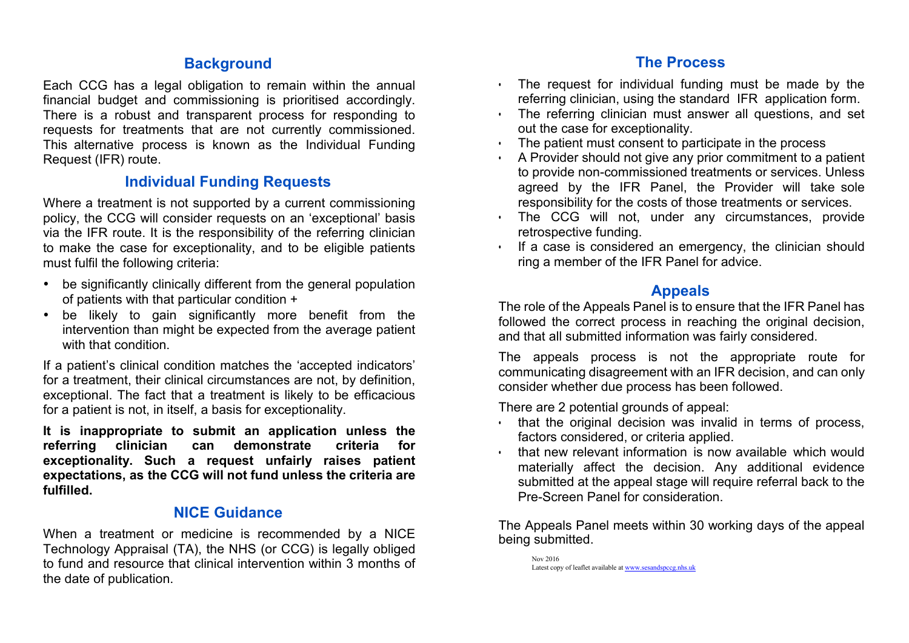## Background

Each CCG has a legal obligation to remain within the annual financial budget and commissioning is prioritised accordingly. There is a robust and transparent process for responding to requests for treatments that are not currently commissioned. This alternative process is known as the Individual Funding Request (IFR) route.

## Individual Funding Requests

Where a treatment is not supported by a current commissioning policy, the CCG will consider requests on an 'exceptional' basis via the IFR route. It is the responsibility of the referring clinician to make the case for exceptionality, and to be eligible patients must fulfil the following criteria:

- be significantly clinically different from the general population of patients with that particular condition +
- be likely to gain significantly more benefit from the intervention than might be expected from the average patient with that condition.

If a patient's clinical condition matches the 'accepted indicators' for a treatment, their clinical circumstances are not, by definition, exceptional. The fact that a treatment is likely to be efficacious for a patient is not, in itself, a basis for exceptionality.

**It is inappropriate to submit an application unless the referring clinician can demonstrate criteria for exceptionality. Such a request unfairly raises patient expectations, as the CCG will not fund unless the criteria are fulfilled.**

## NICE Guidance

When a treatment or medicine is recommended by a NICE Technology Appraisal (TA), the NHS (or CCG) is legally obliged to fund and resource that clinical intervention within 3 months of the date of publication.

## The Process

- The request for individual funding must be made by the referring clinician, using the standard IFR application form.
- The referring clinician must answer all questions, and set out the case for exceptionality.
- The patient must consent to participate in the process
- A Provider should not give any prior commitment to a patient to provide non-commissioned treatments or services. Unless agreed by the IFR Panel, the Provider will take sole responsibility for the costs of those treatments or services.
- The CCG will not, under any circumstances, provide retrospective funding.
- If a case is considered an emergency, the clinician should ring a member of the IFR Panel for advice.

## Appeals

The role of the Appeals Panel is to ensure that the IFR Panel has followed the correct process in reaching the original decision, and that all submitted information was fairly considered.

The appeals process is not the appropriate route for communicating disagreement with an IFR decision, and can only consider whether due process has been followed.

There are 2 potential grounds of appeal:

- that the original decision was invalid in terms of process, factors considered, or criteria applied.
- that new relevant information is now available which would materially affect the decision. Any additional evidence submitted at the appeal stage will require referral back to the Pre-Screen Panel for consideration.

The Appeals Panel meets within 30 working days of the appeal being submitted.

Nov 2016
Latest copy of leaflet available at www.sesandspccg.nhs.uk